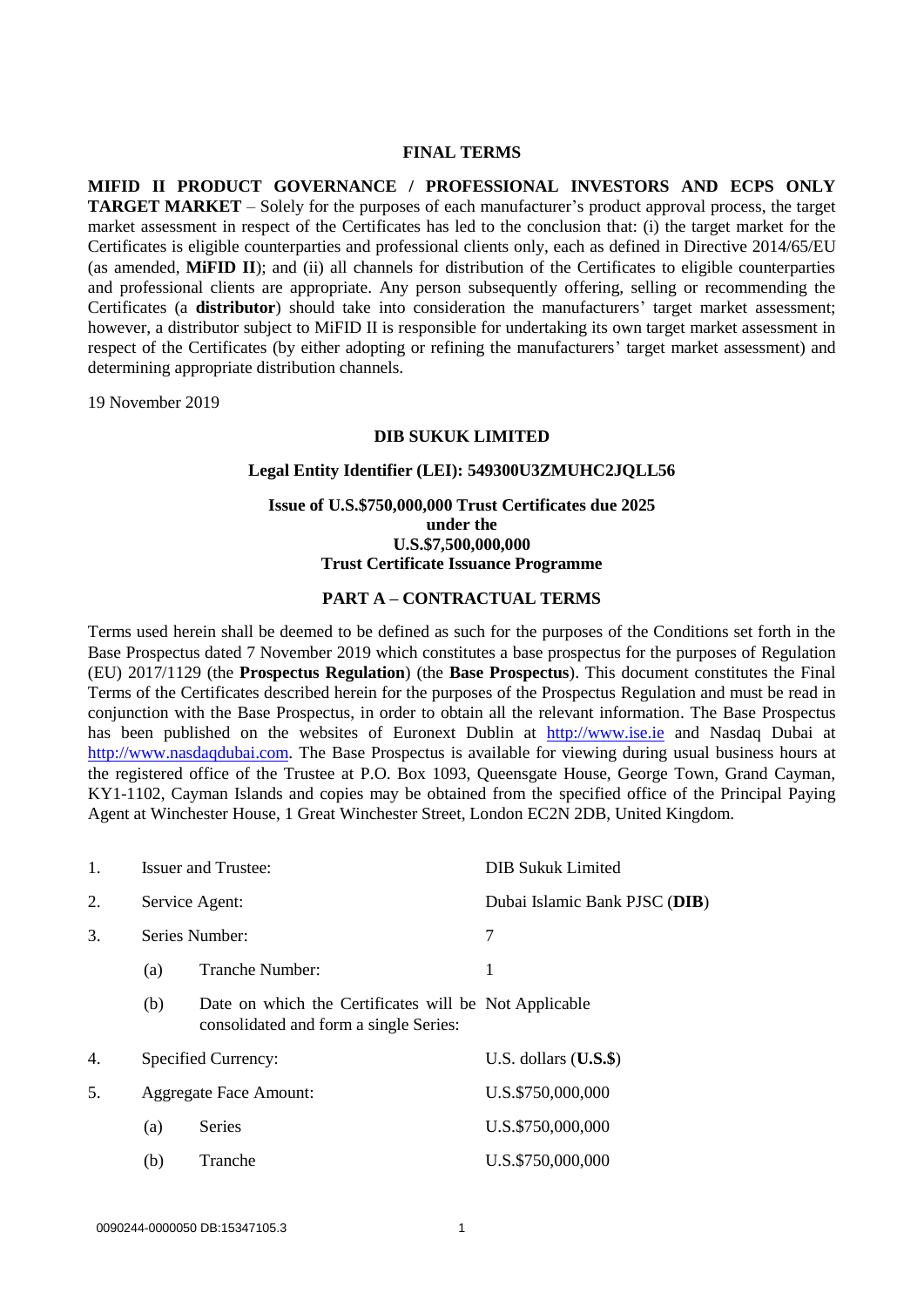# FINAL TERMS

**MIFID II PRODUCT GOVERNANCE / PROFESSIONAL INVESTORS AND ECPS ONLY TARGET MARKET** – Solely for the purposes of each manufacturer's product approval process, the target market assessment in respect of the Certificates has led to the conclusion that: (i) the target market for the Certificates is eligible counterparties and professional clients only, each as defined in Directive 2014/65/EU (as amended, **MiFID II**); and (ii) all channels for distribution of the Certificates to eligible counterparties and professional clients are appropriate. Any person subsequently offering, selling or recommending the Certificates (a **distributor**) should take into consideration the manufacturers' target market assessment; however, a distributor subject to MiFID II is responsible for undertaking its own target market assessment in respect of the Certificates (by either adopting or refining the manufacturers' target market assessment) and determining appropriate distribution channels.

19 November 2019

**DIB SUKUK LIMITED**

**Legal Entity Identifier (LEI): 549300U3ZMUHC2JQLL56**

**Issue of U.S.$750,000,000 Trust Certificates due 2025**
**under the**
**U.S.$7,500,000,000**
**Trust Certificate Issuance Programme**

## PART A – CONTRACTUAL TERMS

Terms used herein shall be deemed to be defined as such for the purposes of the Conditions set forth in the Base Prospectus dated 7 November 2019 which constitutes a base prospectus for the purposes of Regulation (EU) 2017/1129 (the **Prospectus Regulation**) (the **Base Prospectus**). This document constitutes the Final Terms of the Certificates described herein for the purposes of the Prospectus Regulation and must be read in conjunction with the Base Prospectus, in order to obtain all the relevant information. The Base Prospectus has been published on the websites of Euronext Dublin at http://www.ise.ie and Nasdaq Dubai at http://www.nasdaqdubai.com. The Base Prospectus is available for viewing during usual business hours at the registered office of the Trustee at P.O. Box 1093, Queensgate House, George Town, Grand Cayman, KY1-1102, Cayman Islands and copies may be obtained from the specified office of the Principal Paying Agent at Winchester House, 1 Great Winchester Street, London EC2N 2DB, United Kingdom.

| | | | |
|---|---|---|---|
| 1. | Issuer and Trustee: | | DIB Sukuk Limited |
| 2. | Service Agent: | | Dubai Islamic Bank PJSC (**DIB**) |
| 3. | Series Number: | | 7 |
| | (a) | Tranche Number: | 1 |
| | (b) | Date on which the Certificates will be consolidated and form a single Series: | Not Applicable |
| 4. | Specified Currency: | | U.S. dollars (**U.S.$**) |
| 5. | Aggregate Face Amount: | | U.S.$750,000,000 |
| | (a) | Series | U.S.$750,000,000 |
| | (b) | Tranche | U.S.$750,000,000 |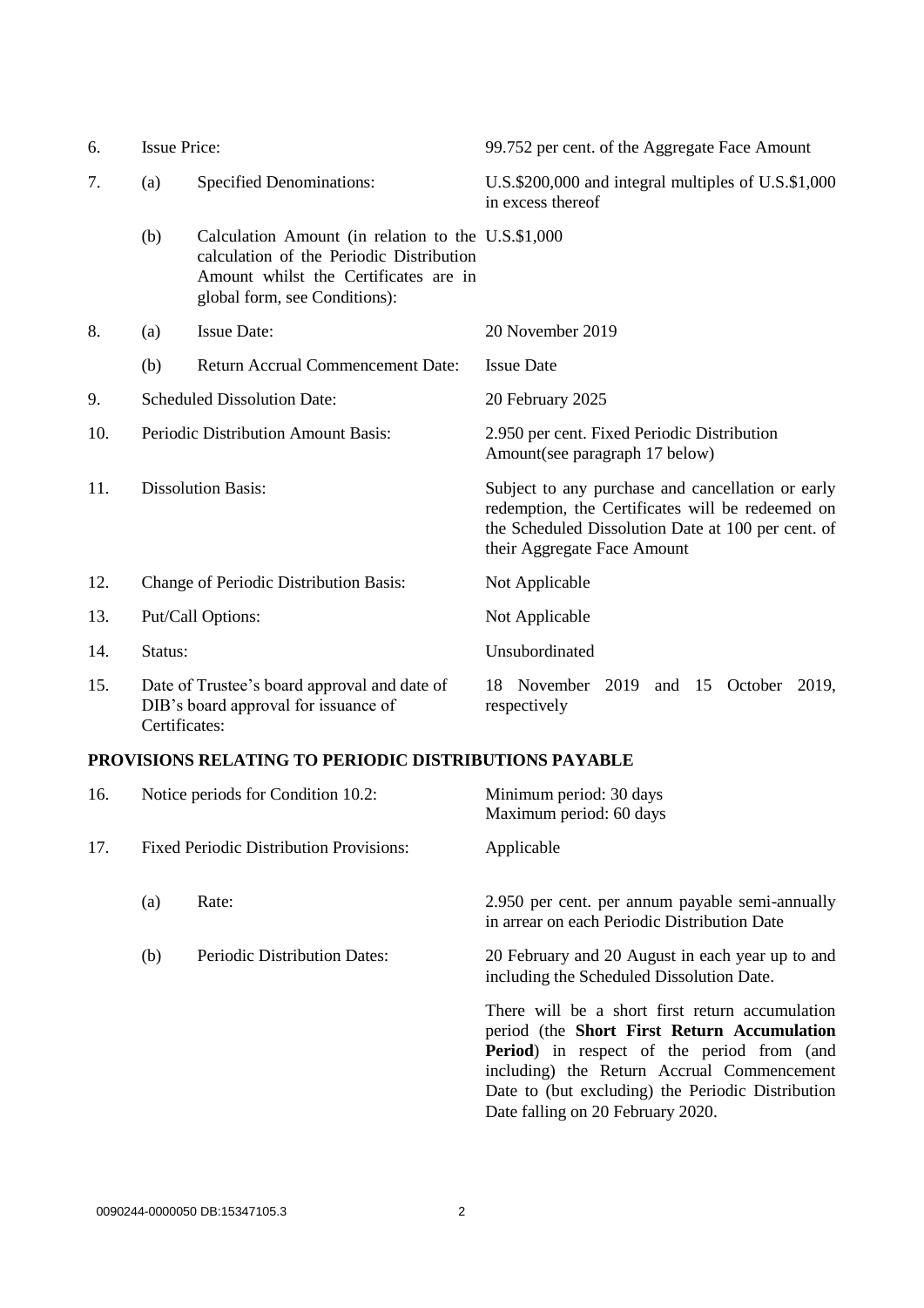| | | | |
|---|---|---|---|
| 6. | Issue Price: | | 99.752 per cent. of the Aggregate Face Amount |
| 7. | (a) | Specified Denominations: | U.S.$200,000 and integral multiples of U.S.$1,000 in excess thereof |
| | (b) | Calculation Amount (in relation to the calculation of the Periodic Distribution Amount whilst the Certificates are in global form, see Conditions): | U.S.$1,000 |
| 8. | (a) | Issue Date: | 20 November 2019 |
| | (b) | Return Accrual Commencement Date: | Issue Date |
| 9. | Scheduled Dissolution Date: | | 20 February 2025 |
| 10. | Periodic Distribution Amount Basis: | | 2.950 per cent. Fixed Periodic Distribution Amount(see paragraph 17 below) |
| 11. | Dissolution Basis: | | Subject to any purchase and cancellation or early redemption, the Certificates will be redeemed on the Scheduled Dissolution Date at 100 per cent. of their Aggregate Face Amount |
| 12. | Change of Periodic Distribution Basis: | | Not Applicable |
| 13. | Put/Call Options: | | Not Applicable |
| 14. | Status: | | Unsubordinated |
| 15. | Date of Trustee's board approval and date of DIB's board approval for issuance of Certificates: | | 18 November 2019 and 15 October 2019, respectively |

**PROVISIONS RELATING TO PERIODIC DISTRIBUTIONS PAYABLE**

| | | | |
|---|---|---|---|
| 16. | Notice periods for Condition 10.2: | | Minimum period: 30 days<br>Maximum period: 60 days |
| 17. | Fixed Periodic Distribution Provisions: | | Applicable |
| | (a) | Rate: | 2.950 per cent. per annum payable semi-annually in arrear on each Periodic Distribution Date |
| | (b) | Periodic Distribution Dates: | 20 February and 20 August in each year up to and including the Scheduled Dissolution Date.<br><br>There will be a short first return accumulation period (the **Short First Return Accumulation Period**) in respect of the period from (and including) the Return Accrual Commencement Date to (but excluding) the Periodic Distribution Date falling on 20 February 2020. |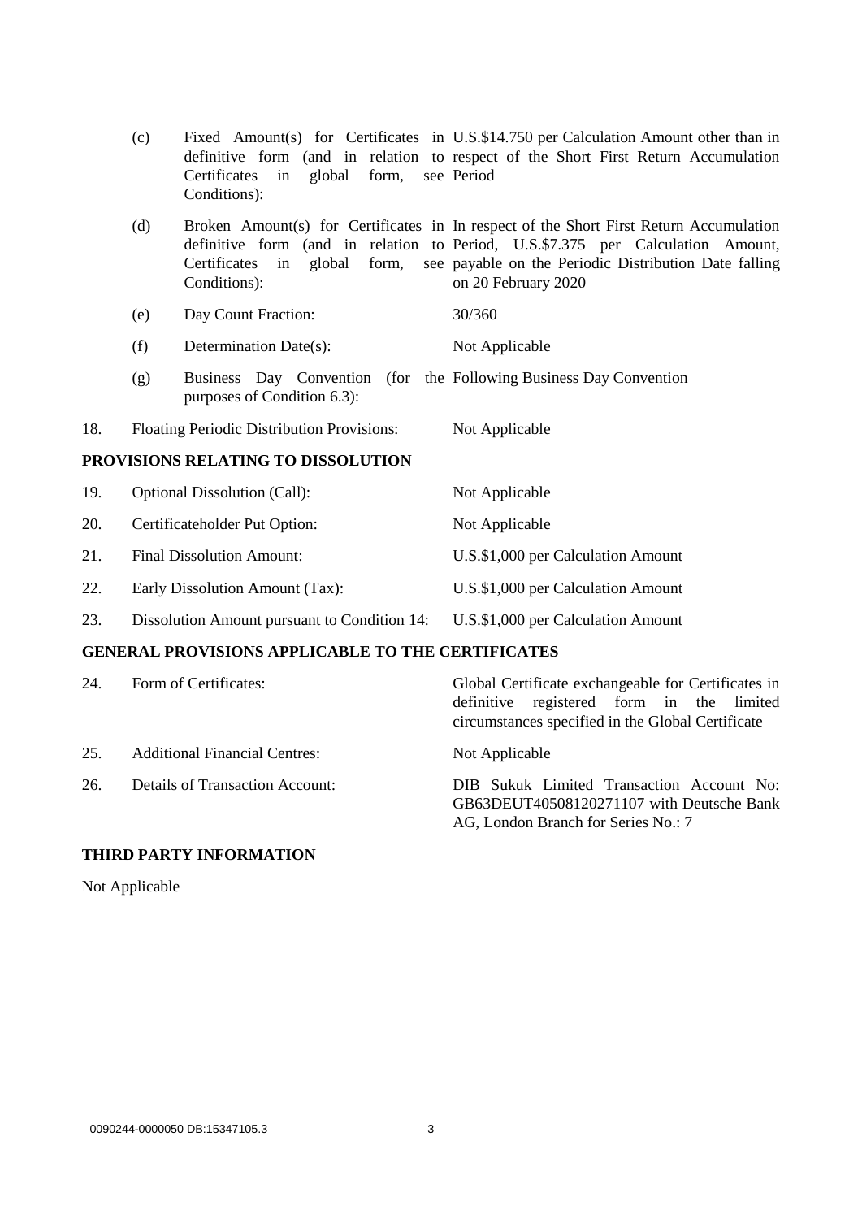| | | |
|---|---|---|
| (c) | Fixed Amount(s) for Certificates in definitive form (and in relation to Certificates in global form, see Conditions): | U.S.$14.750 per Calculation Amount other than in respect of the Short First Return Accumulation Period |
| (d) | Broken Amount(s) for Certificates in definitive form (and in relation to Certificates in global form, see Conditions): | In respect of the Short First Return Accumulation Period, U.S.$7.375 per Calculation Amount, payable on the Periodic Distribution Date falling on 20 February 2020 |
| (e) | Day Count Fraction: | 30/360 |
| (f) | Determination Date(s): | Not Applicable |
| (g) | Business Day Convention (for the purposes of Condition 6.3): | Following Business Day Convention |

| | | |
|---|---|---|
| 18. | Floating Periodic Distribution Provisions: | Not Applicable |

**PROVISIONS RELATING TO DISSOLUTION**

| | | |
|---|---|---|
| 19. | Optional Dissolution (Call): | Not Applicable |
| 20. | Certificateholder Put Option: | Not Applicable |
| 21. | Final Dissolution Amount: | U.S.$1,000 per Calculation Amount |
| 22. | Early Dissolution Amount (Tax): | U.S.$1,000 per Calculation Amount |
| 23. | Dissolution Amount pursuant to Condition 14: | U.S.$1,000 per Calculation Amount |

**GENERAL PROVISIONS APPLICABLE TO THE CERTIFICATES**

| | | |
|---|---|---|
| 24. | Form of Certificates: | Global Certificate exchangeable for Certificates in definitive registered form in the limited circumstances specified in the Global Certificate |
| 25. | Additional Financial Centres: | Not Applicable |
| 26. | Details of Transaction Account: | DIB Sukuk Limited Transaction Account No: GB63DEUT40508120271107 with Deutsche Bank AG, London Branch for Series No.: 7 |

**THIRD PARTY INFORMATION**

Not Applicable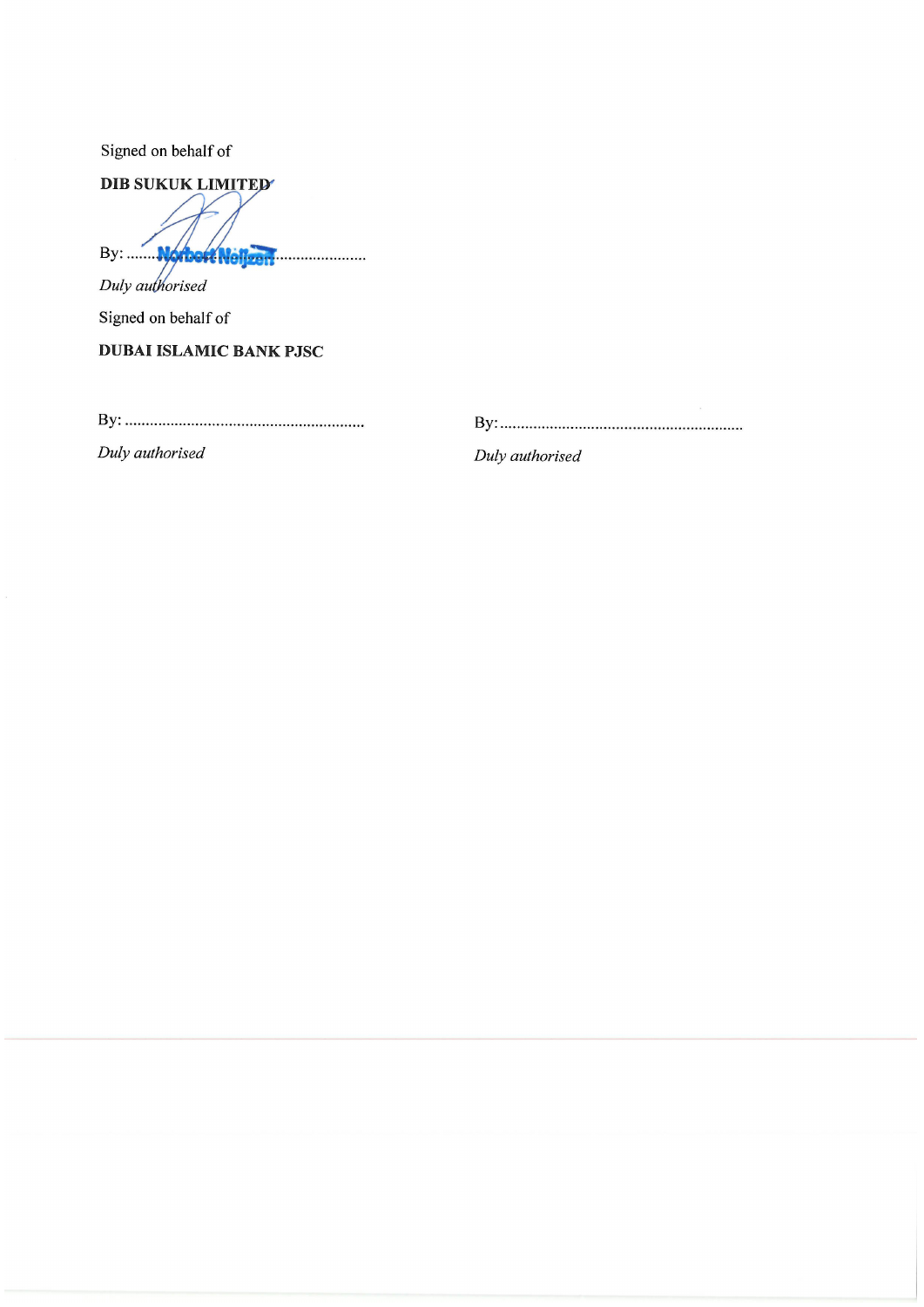Signed on behalf of

**DIB SUKUK LIMITED**

By: ...... Norbert Neijzen ......................

*Duly authorised*

Signed on behalf of

**DUBAI ISLAMIC BANK PJSC**

By: .........................................................

*Duly authorised*

By: .........................................................

*Duly authorised*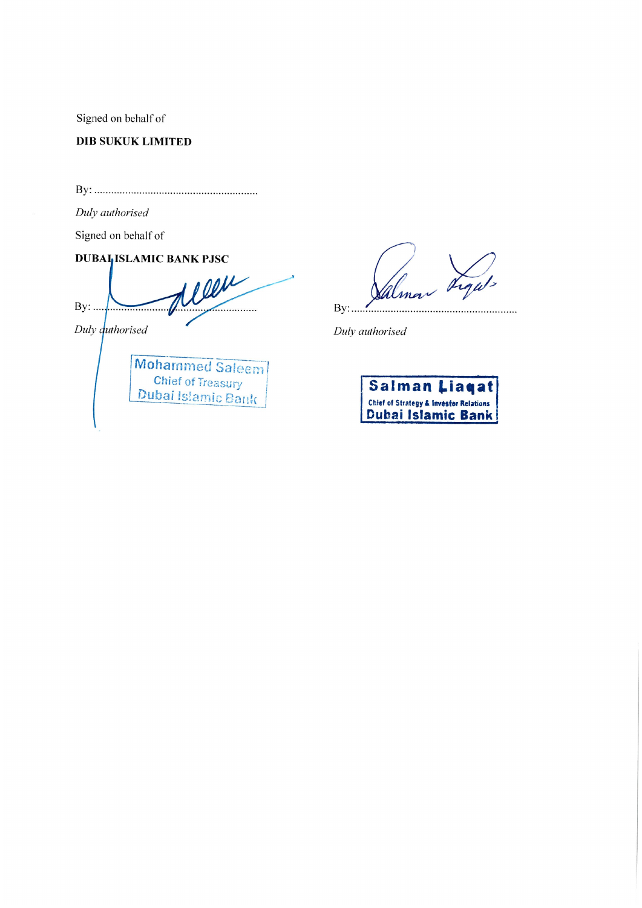Signed on behalf of

**DIB SUKUK LIMITED**

By: ...........................................................

*Duly authorised*

Signed on behalf of

**DUBAI ISLAMIC BANK PJSC**

By: ...........................................................

*Duly authorised*

Mohammed Saleem
Chief of Treasury
Dubai Islamic Bank

By: ...........................................................

*Duly authorised*

Salman Liaqat
Chief of Strategy & Investor Relations
Dubai Islamic Bank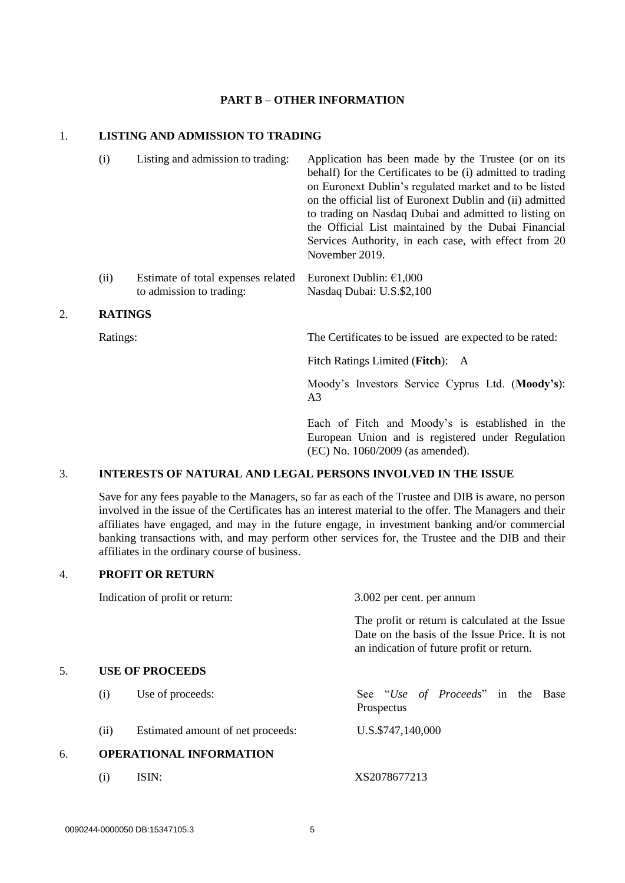## PART B – OTHER INFORMATION

### 1. LISTING AND ADMISSION TO TRADING

| | | |
|---|---|---|
| (i) | Listing and admission to trading: | Application has been made by the Trustee (or on its behalf) for the Certificates to be (i) admitted to trading on Euronext Dublin's regulated market and to be listed on the official list of Euronext Dublin and (ii) admitted to trading on Nasdaq Dubai and admitted to listing on the Official List maintained by the Dubai Financial Services Authority, in each case, with effect from 20 November 2019. |
| (ii) | Estimate of total expenses related to admission to trading: | Euronext Dublin: €1,000<br>Nasdaq Dubai: U.S.$2,100 |

### 2. RATINGS

Ratings: The Certificates to be issued are expected to be rated:

Fitch Ratings Limited (**Fitch**): A

Moody's Investors Service Cyprus Ltd. (**Moody's**): A3

Each of Fitch and Moody's is established in the European Union and is registered under Regulation (EC) No. 1060/2009 (as amended).

### 3. INTERESTS OF NATURAL AND LEGAL PERSONS INVOLVED IN THE ISSUE

Save for any fees payable to the Managers, so far as each of the Trustee and DIB is aware, no person involved in the issue of the Certificates has an interest material to the offer. The Managers and their affiliates have engaged, and may in the future engage, in investment banking and/or commercial banking transactions with, and may perform other services for, the Trustee and the DIB and their affiliates in the ordinary course of business.

### 4. PROFIT OR RETURN

Indication of profit or return: 3.002 per cent. per annum

The profit or return is calculated at the Issue Date on the basis of the Issue Price. It is not an indication of future profit or return.

### 5. USE OF PROCEEDS

| | | |
|---|---|---|
| (i) | Use of proceeds: | See "*Use of Proceeds*" in the Base Prospectus |
| (ii) | Estimated amount of net proceeds: | U.S.$747,140,000 |

### 6. OPERATIONAL INFORMATION

| | | |
|---|---|---|
| (i) | ISIN: | XS2078677213 |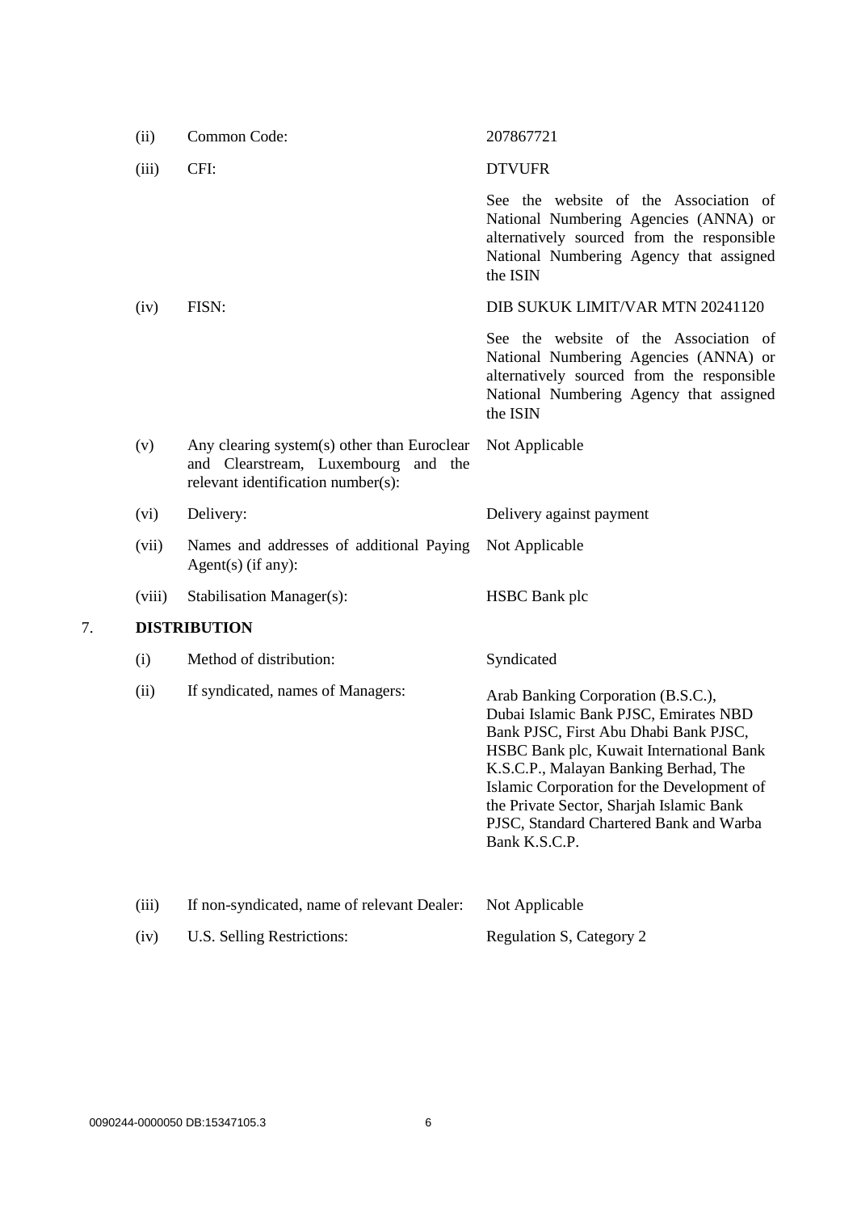| | | |
|---|---|---|
| (ii) | Common Code: | 207867721 |
| (iii) | CFI: | DTVUFR |
| | | See the website of the Association of National Numbering Agencies (ANNA) or alternatively sourced from the responsible National Numbering Agency that assigned the ISIN |
| (iv) | FISN: | DIB SUKUK LIMIT/VAR MTN 20241120 |
| | | See the website of the Association of National Numbering Agencies (ANNA) or alternatively sourced from the responsible National Numbering Agency that assigned the ISIN |
| (v) | Any clearing system(s) other than Euroclear and Clearstream, Luxembourg and the relevant identification number(s): | Not Applicable |
| (vi) | Delivery: | Delivery against payment |
| (vii) | Names and addresses of additional Paying Agent(s) (if any): | Not Applicable |
| (viii) | Stabilisation Manager(s): | HSBC Bank plc |

7. **DISTRIBUTION**

| | | |
|---|---|---|
| (i) | Method of distribution: | Syndicated |
| (ii) | If syndicated, names of Managers: | Arab Banking Corporation (B.S.C.), Dubai Islamic Bank PJSC, Emirates NBD Bank PJSC, First Abu Dhabi Bank PJSC, HSBC Bank plc, Kuwait International Bank K.S.C.P., Malayan Banking Berhad, The Islamic Corporation for the Development of the Private Sector, Sharjah Islamic Bank PJSC, Standard Chartered Bank and Warba Bank K.S.C.P. |
| (iii) | If non-syndicated, name of relevant Dealer: | Not Applicable |
| (iv) | U.S. Selling Restrictions: | Regulation S, Category 2 |

0090244-0000050 DB:15347105.3